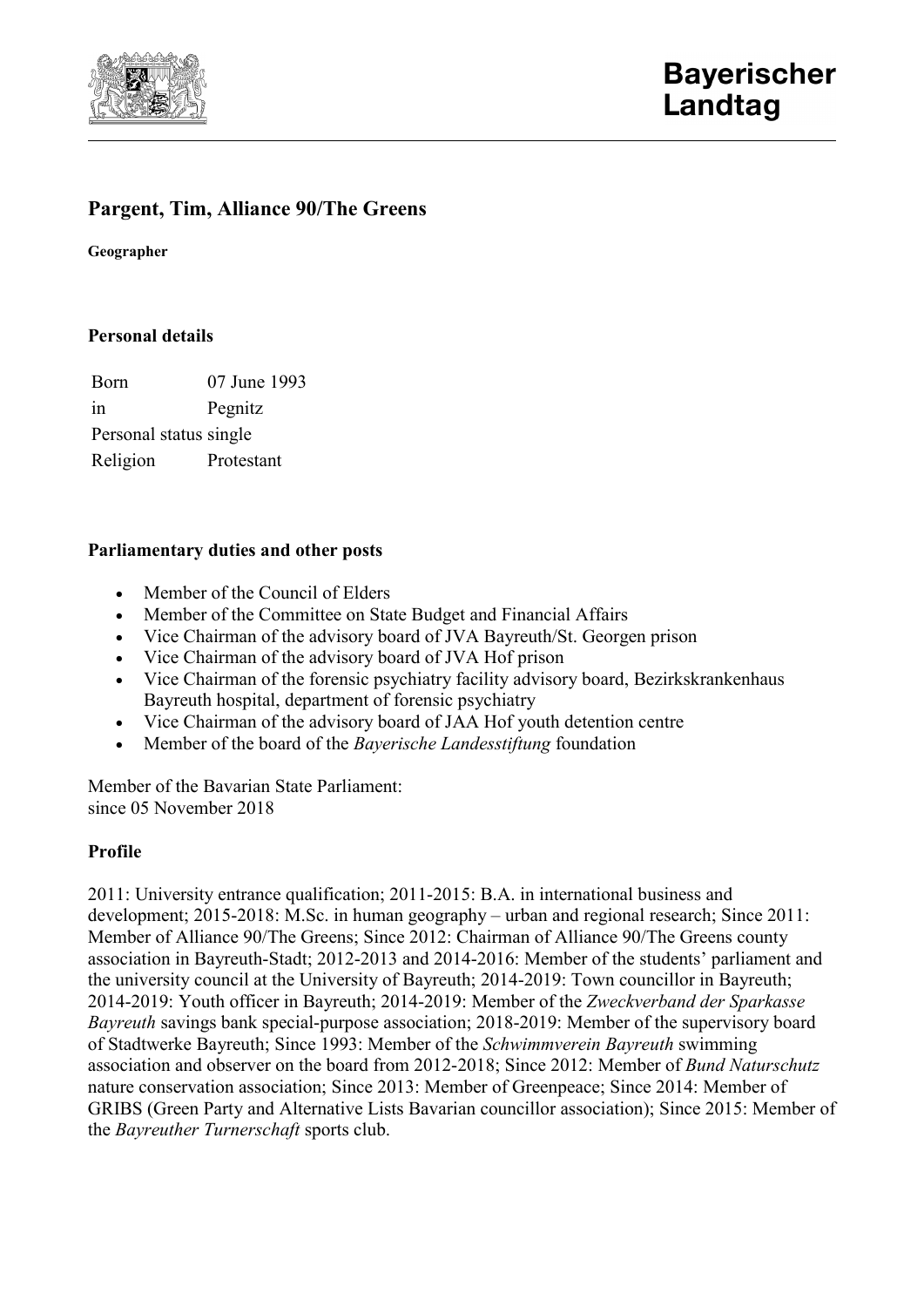Bayerischer Landtag

# Pargent, Tim, Alliance 90/The Greens

**Geographer**

## Personal details

| | |
|---|---|
| Born | 07 June 1993 |
| in | Pegnitz |
| Personal status | single |
| Religion | Protestant |

## Parliamentary duties and other posts

- Member of the Council of Elders
- Member of the Committee on State Budget and Financial Affairs
- Vice Chairman of the advisory board of JVA Bayreuth/St. Georgen prison
- Vice Chairman of the advisory board of JVA Hof prison
- Vice Chairman of the forensic psychiatry facility advisory board, Bezirkskrankenhaus Bayreuth hospital, department of forensic psychiatry
- Vice Chairman of the advisory board of JAA Hof youth detention centre
- Member of the board of the *Bayerische Landesstiftung* foundation

Member of the Bavarian State Parliament:
since 05 November 2018

## Profile

2011: University entrance qualification; 2011-2015: B.A. in international business and development; 2015-2018: M.Sc. in human geography – urban and regional research; Since 2011: Member of Alliance 90/The Greens; Since 2012: Chairman of Alliance 90/The Greens county association in Bayreuth-Stadt; 2012-2013 and 2014-2016: Member of the students' parliament and the university council at the University of Bayreuth; 2014-2019: Town councillor in Bayreuth; 2014-2019: Youth officer in Bayreuth; 2014-2019: Member of the *Zweckverband der Sparkasse Bayreuth* savings bank special-purpose association; 2018-2019: Member of the supervisory board of Stadtwerke Bayreuth; Since 1993: Member of the *Schwimmverein Bayreuth* swimming association and observer on the board from 2012-2018; Since 2012: Member of *Bund Naturschutz* nature conservation association; Since 2013: Member of Greenpeace; Since 2014: Member of GRIBS (Green Party and Alternative Lists Bavarian councillor association); Since 2015: Member of the *Bayreuther Turnerschaft* sports club.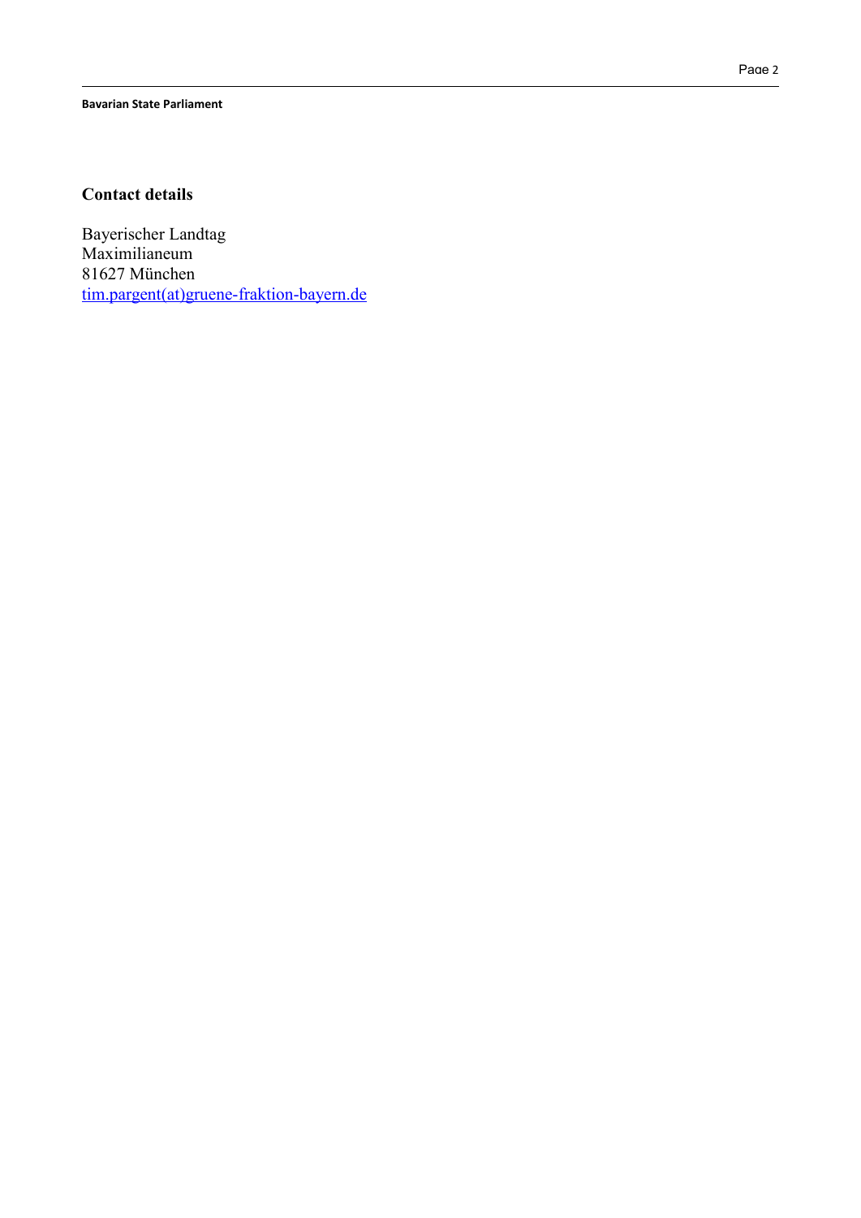## Contact details

Bayerischer Landtag
Maximilianeum
81627 München
tim.pargent(at)gruene-fraktion-bayern.de